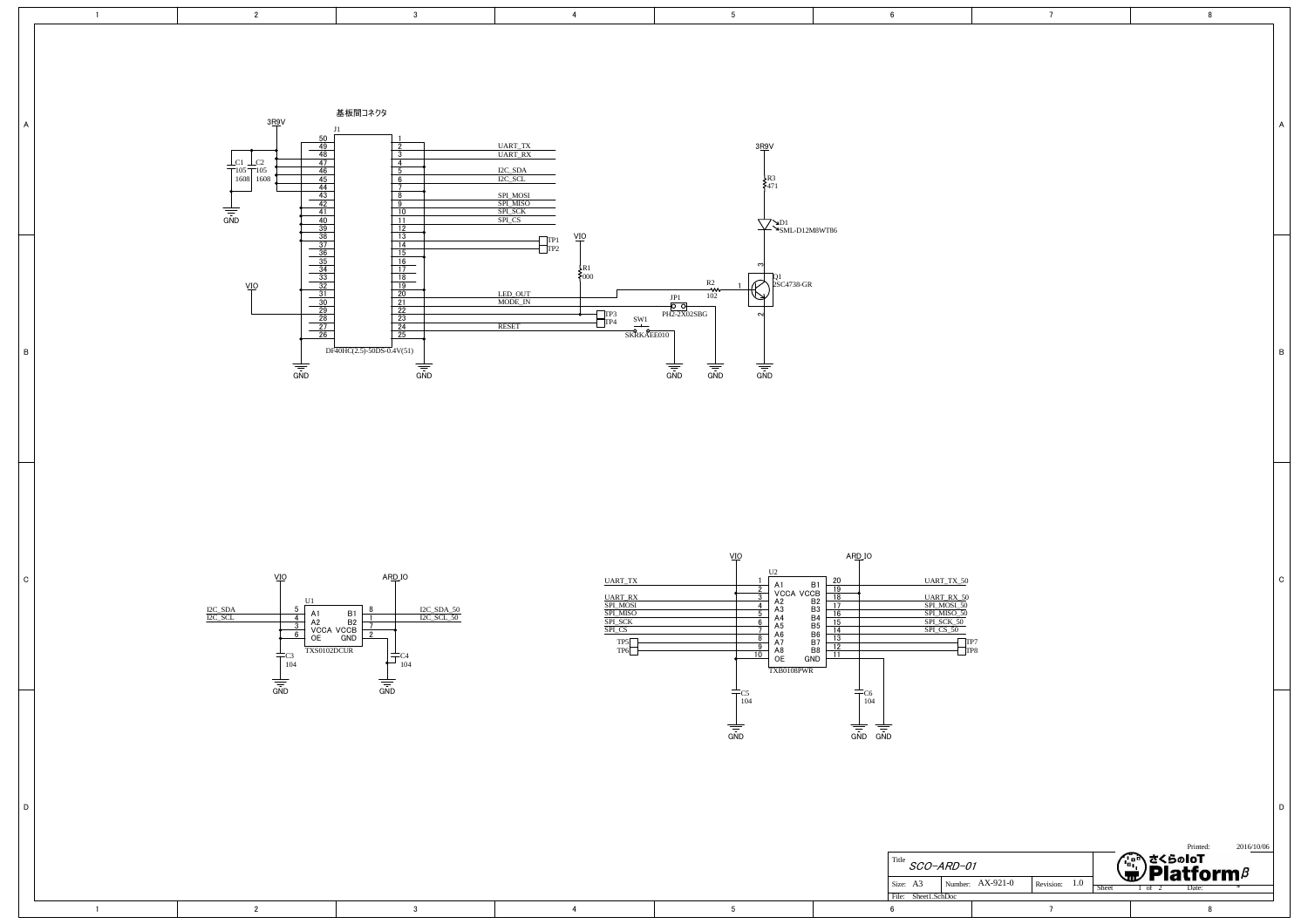基板間コネクタ

J1 DF40HC(2.5)-50DS-0.4V(51)

3R9V

C1 105 1608

C2 105 1608

GND

UART_TX
UART_RX
I2C_SDA
I2C_SCL
SPI_MOSI
SPI_MISO
SPI_SCK
SPI_CS

TP1
TP2

VIO

R1 000

LED_OUT
MODE_IN

TP3
TP4

RESET

SW1 SKRKAEE010

JP1 PH2-2X02SBG

R2 102

3R9V

R3 471

D1 SML-D12M8WT86

Q1 2SC4738-GR

VIO

ARD_IO

U1 TXS0102DCUR

I2C_SDA
I2C_SCL

I2C_SDA_50
I2C_SCL_50

C3 104

C4 104

VIO

ARD_IO

U2 TXB0108PWR

UART_TX
UART_RX
SPI_MOSI
SPI_MISO
SPI_SCK
SPI_CS

TP5
TP6

UART_TX_50
UART_RX_50
SPI_MOSI_50
SPI_MISO_50
SPI_SCK_50
SPI_CS_50

TP7
TP8

C5 104

C6 104

| Title | SCO-ARD-01 | | |
|---|---|---|---|
| Size: A3 | Number: AX-921-0 | Revision: 1.0 | |
| File: Sheet1.SchDoc | | | |

さくらのIoT Platformβ

Printed: 2016/10/06

Sheet 1 of 2

Date: *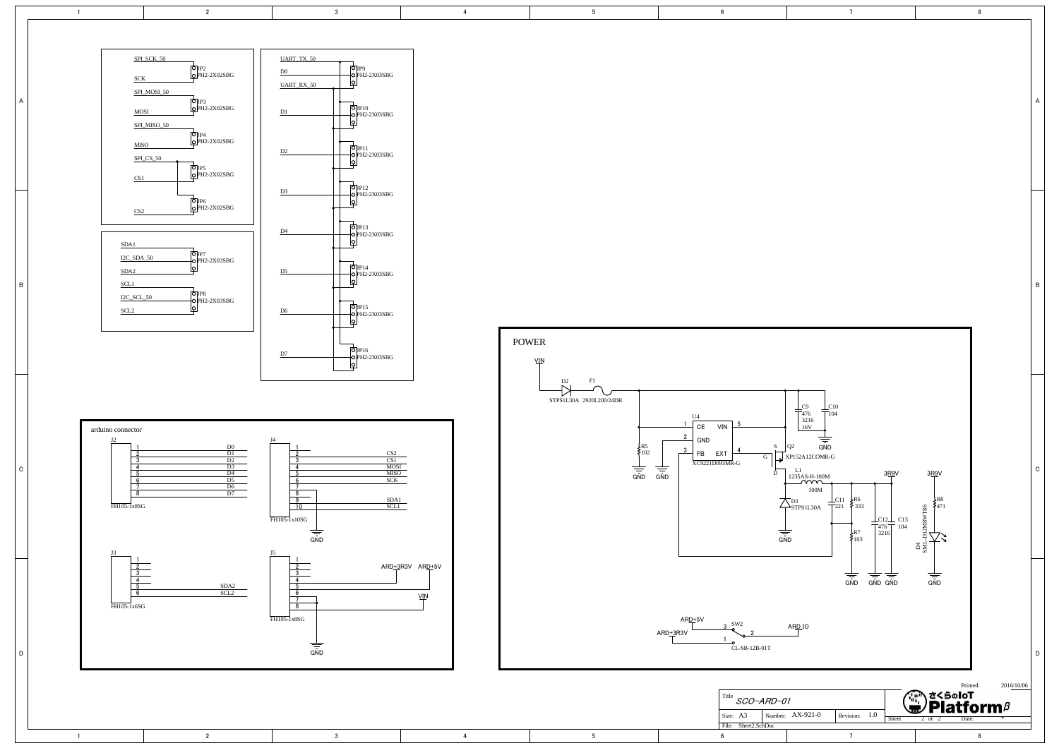SPI_SCK_50
SCK
JP2
PH2-2X02SBG

SPI_MOSI_50
MOSI
JP3
PH2-2X02SBG

SPI_MISO_50
MISO
JP4
PH2-2X02SBG

SPI_CS_50
CS1
JP5
PH2-2X02SBG

CS2
JP6
PH2-2X02SBG

SDA1
I2C_SDA_50
SDA2
JP7
PH2-2X03SBG

SCL1
I2C_SCL_50
SCL2
JP8
PH2-2X03SBG

UART_TX_50
D0
UART_RX_50
JP9
PH2-2X03SBG

D1
JP10
PH2-2X03SBG

D2
JP11
PH2-2X03SBG

D3
JP12
PH2-2X03SBG

D4
JP13
PH2-2X03SBG

D5
JP14
PH2-2X03SBG

D6
JP15
PH2-2X03SBG

D7
JP16
PH2-2X03SBG

arduino connector

J2
1 D0
2 D1
3 D2
4 D3
5 D4
6 D5
7 D6
8 D7
FH105-1x8SG

J4
1
2 CS2
3 CS1
4 MOSI
5 MISO
6 SCK
7
8
9 SDA1
10 SCL1
FH105-1x10SG
GND

J3
1
2
3
4
5 SDA2
6 SCL2
FH105-1x6SG

J5
1
2
3
4
5
6
7
8
ARD+3R3V
ARD+5V
VIN
FH105-1x8SG
GND

POWER

VIN
D2
STPS1L30A
F1
2920L200/24DR

U4
XC9221D093MR-G
1 CE
2 GND
3 FB
5 VIN
4 EXT

R5
102
GND
GND

C9
476
3216
16V
C10
104
GND

Q2
XP152A12COMR-G
S
G
D

L1
1235AS-H-100M
100M

D3
STPS1L30A
GND

C11
221
R6
333
R7
103
GND

3R9V
C12
476
3216
C13
104
GND GND

3R9V
R8
471
D4
SML-D12M8WT86
GND

ARD+5V
ARD+3R3V
SW2
3
2
1
ARD_IO
CL-SB-12B-01T

| | | | |
|---|---|---|---|
| Title | SCO-ARD-01 | | |
| Size: A3 | Number: AX-921-0 | Revision: 1.0 | Sheet 2 of 2 |
| File: Sheet2.SchDoc | | | Date: * |

Printed: 2016/10/06

さくらのIoT Platform β